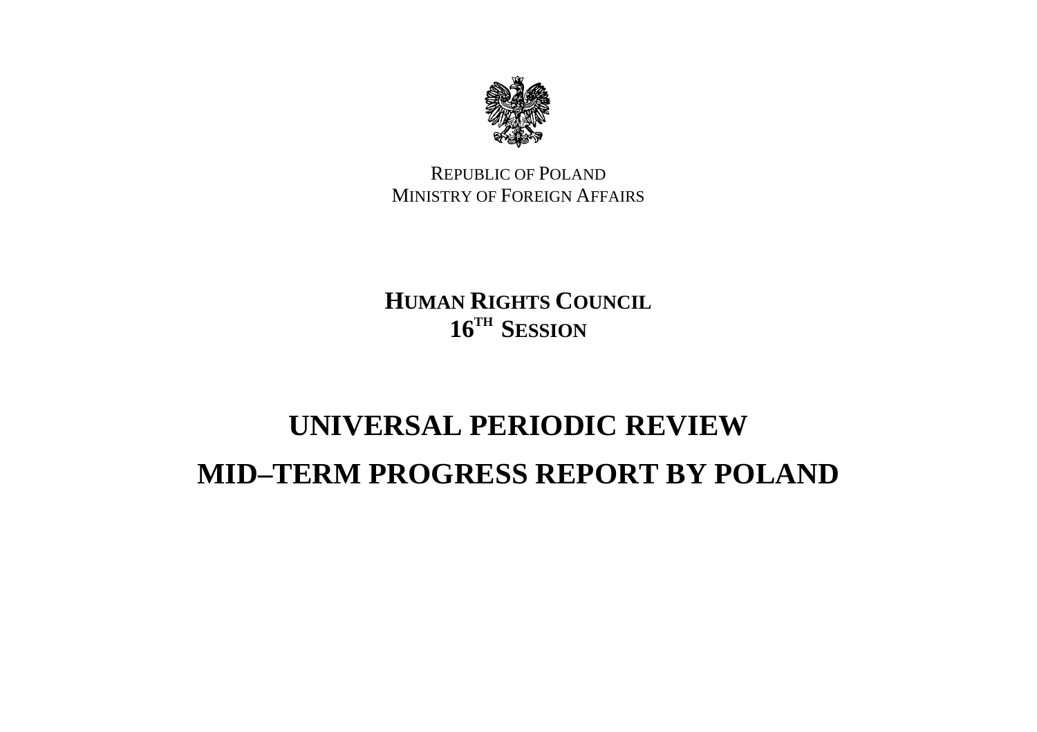REPUBLIC OF POLAND
MINISTRY OF FOREIGN AFFAIRS

**HUMAN RIGHTS COUNCIL**
**16TH SESSION**

# UNIVERSAL PERIODIC REVIEW
# MID–TERM PROGRESS REPORT BY POLAND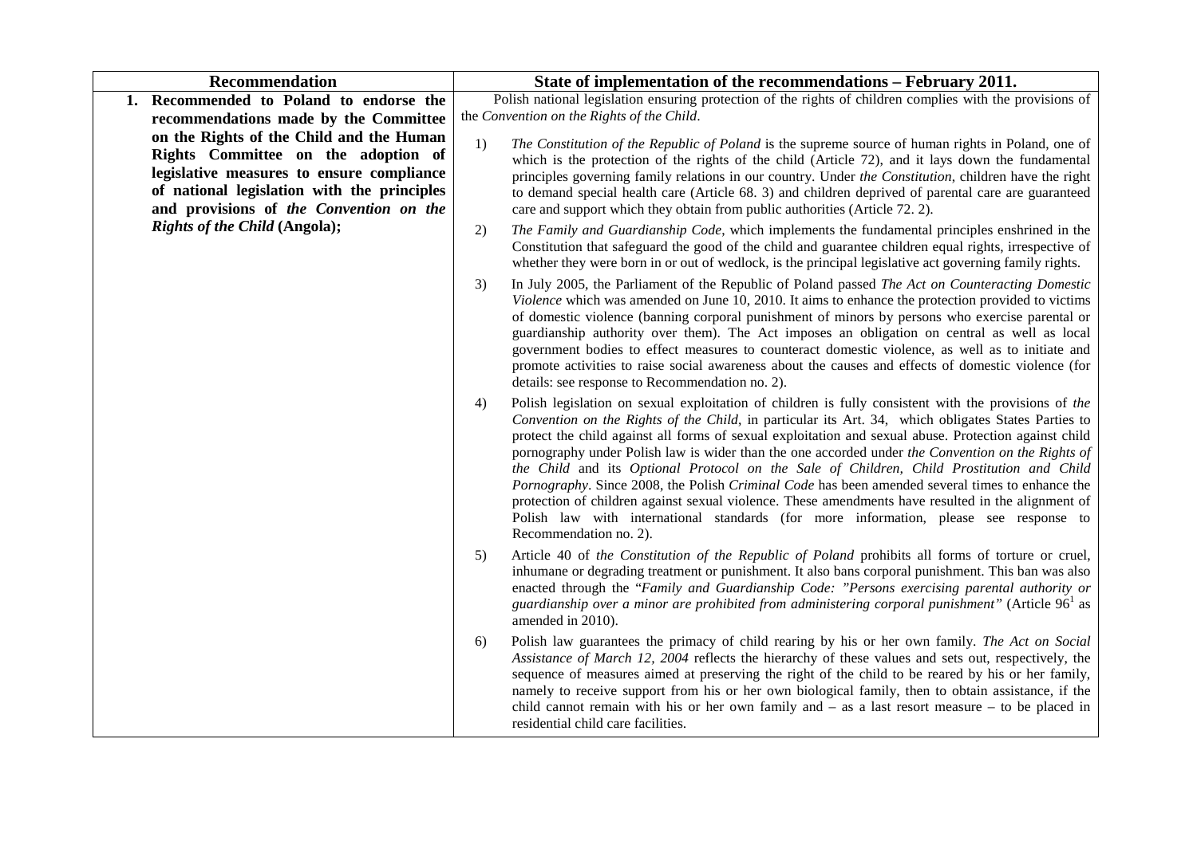| Recommendation | State of implementation of the recommendations – February 2011. |
|---|---|
| **1. Recommended to Poland to endorse the recommendations made by the Committee on the Rights of the Child and the Human Rights Committee on the adoption of legislative measures to ensure compliance of national legislation with the principles and provisions of *the Convention on the Rights of the Child* (Angola);** | Polish national legislation ensuring protection of the rights of children complies with the provisions of the *Convention on the Rights of the Child*.<br><br>1) *The Constitution of the Republic of Poland* is the supreme source of human rights in Poland, one of which is the protection of the rights of the child (Article 72), and it lays down the fundamental principles governing family relations in our country. Under *the Constitution*, children have the right to demand special health care (Article 68. 3) and children deprived of parental care are guaranteed care and support which they obtain from public authorities (Article 72. 2).<br><br>2) *The Family and Guardianship Code*, which implements the fundamental principles enshrined in the Constitution that safeguard the good of the child and guarantee children equal rights, irrespective of whether they were born in or out of wedlock, is the principal legislative act governing family rights.<br><br>3) In July 2005, the Parliament of the Republic of Poland passed *The Act on Counteracting Domestic Violence* which was amended on June 10, 2010. It aims to enhance the protection provided to victims of domestic violence (banning corporal punishment of minors by persons who exercise parental or guardianship authority over them). The Act imposes an obligation on central as well as local government bodies to effect measures to counteract domestic violence, as well as to initiate and promote activities to raise social awareness about the causes and effects of domestic violence (for details: see response to Recommendation no. 2).<br><br>4) Polish legislation on sexual exploitation of children is fully consistent with the provisions of *the Convention on the Rights of the Child*, in particular its Art. 34, which obligates States Parties to protect the child against all forms of sexual exploitation and sexual abuse. Protection against child pornography under Polish law is wider than the one accorded under *the Convention on the Rights of the Child* and its *Optional Protocol on the Sale of Children, Child Prostitution and Child Pornography*. Since 2008, the Polish *Criminal Code* has been amended several times to enhance the protection of children against sexual violence. These amendments have resulted in the alignment of Polish law with international standards (for more information, please see response to Recommendation no. 2).<br><br>5) Article 40 of *the Constitution of the Republic of Poland* prohibits all forms of torture or cruel, inhumane or degrading treatment or punishment. It also bans corporal punishment. This ban was also enacted through the "*Family and Guardianship Code: "Persons exercising parental authority or guardianship over a minor are prohibited from administering corporal punishment"* (Article 96[1] as amended in 2010).<br><br>6) Polish law guarantees the primacy of child rearing by his or her own family. *The Act on Social Assistance of March 12, 2004* reflects the hierarchy of these values and sets out, respectively, the sequence of measures aimed at preserving the right of the child to be reared by his or her family, namely to receive support from his or her own biological family, then to obtain assistance, if the child cannot remain with his or her own family and – as a last resort measure – to be placed in residential child care facilities. |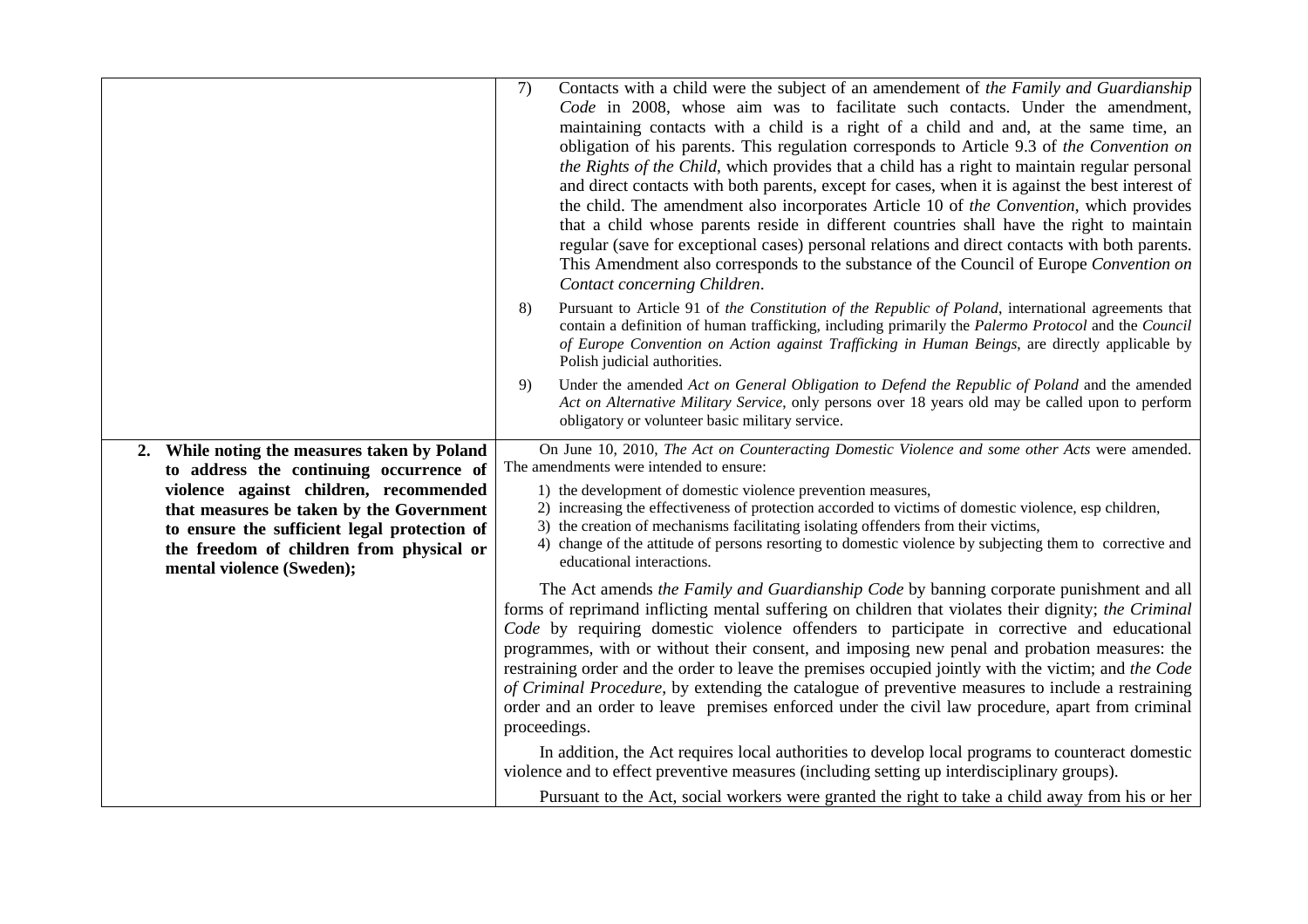| | |
|---|---|
| | 7) Contacts with a child were the subject of an amendement of *the Family and Guardianship Code* in 2008, whose aim was to facilitate such contacts. Under the amendment, maintaining contacts with a child is a right of a child and and, at the same time, an obligation of his parents. This regulation corresponds to Article 9.3 of *the Convention on the Rights of the Child*, which provides that a child has a right to maintain regular personal and direct contacts with both parents, except for cases, when it is against the best interest of the child. The amendment also incorporates Article 10 of *the Convention*, which provides that a child whose parents reside in different countries shall have the right to maintain regular (save for exceptional cases) personal relations and direct contacts with both parents. This Amendment also corresponds to the substance of the Council of Europe *Convention on Contact concerning Children*.<br><br>8) Pursuant to Article 91 of *the Constitution of the Republic of Poland*, international agreements that contain a definition of human trafficking, including primarily the *Palermo Protocol* and the *Council of Europe Convention on Action against Trafficking in Human Beings*, are directly applicable by Polish judicial authorities.<br><br>9) Under the amended *Act on General Obligation to Defend the Republic of Poland* and the amended *Act on Alternative Military Service*, only persons over 18 years old may be called upon to perform obligatory or volunteer basic military service. |
| **2. While noting the measures taken by Poland to address the continuing occurrence of violence against children, recommended that measures be taken by the Government to ensure the sufficient legal protection of the freedom of children from physical or mental violence (Sweden);** | On June 10, 2010, *The Act on Counteracting Domestic Violence and some other Acts* were amended. The amendments were intended to ensure:<br>1) the development of domestic violence prevention measures,<br>2) increasing the effectiveness of protection accorded to victims of domestic violence, esp children,<br>3) the creation of mechanisms facilitating isolating offenders from their victims,<br>4) change of the attitude of persons resorting to domestic violence by subjecting them to corrective and educational interactions.<br><br>The Act amends *the Family and Guardianship Code* by banning corporate punishment and all forms of reprimand inflicting mental suffering on children that violates their dignity; *the Criminal Code* by requiring domestic violence offenders to participate in corrective and educational programmes, with or without their consent, and imposing new penal and probation measures: the restraining order and the order to leave the premises occupied jointly with the victim; and *the Code of Criminal Procedure*, by extending the catalogue of preventive measures to include a restraining order and an order to leave premises enforced under the civil law procedure, apart from criminal proceedings.<br><br>In addition, the Act requires local authorities to develop local programs to counteract domestic violence and to effect preventive measures (including setting up interdisciplinary groups).<br><br>Pursuant to the Act, social workers were granted the right to take a child away from his or her |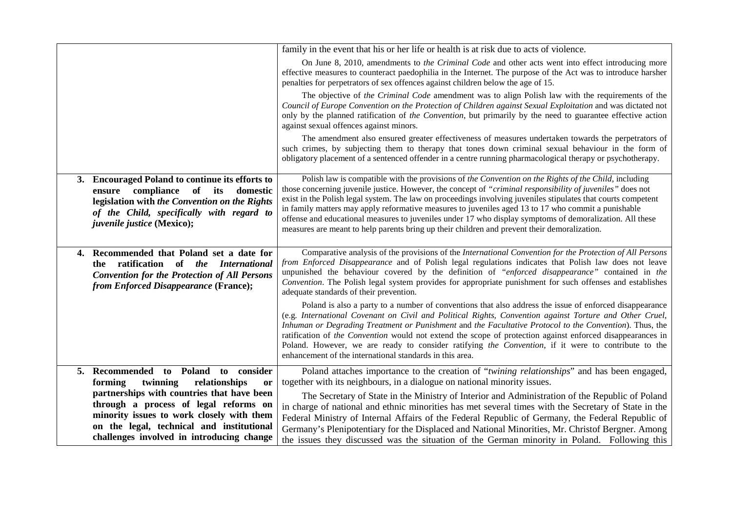| | |
|---|---|
| | family in the event that his or her life or health is at risk due to acts of violence.<br><br>On June 8, 2010, amendments to *the Criminal Code* and other acts went into effect introducing more effective measures to counteract paedophilia in the Internet. The purpose of the Act was to introduce harsher penalties for perpetrators of sex offences against children below the age of 15.<br><br>The objective of *the Criminal Code* amendment was to align Polish law with the requirements of the *Council of Europe Convention on the Protection of Children against Sexual Exploitation* and was dictated not only by the planned ratification of *the Convention*, but primarily by the need to guarantee effective action against sexual offences against minors.<br><br>The amendment also ensured greater effectiveness of measures undertaken towards the perpetrators of such crimes, by subjecting them to therapy that tones down criminal sexual behaviour in the form of obligatory placement of a sentenced offender in a centre running pharmacological therapy or psychotherapy. |
| **3. Encouraged Poland to continue its efforts to ensure compliance of its domestic legislation with *the Convention on the Rights of the Child, specifically with regard to juvenile justice* (Mexico);** | Polish law is compatible with the provisions of *the Convention on the Rights of the Child*, including those concerning juvenile justice. However, the concept of *"criminal responsibility of juveniles"* does not exist in the Polish legal system. The law on proceedings involving juveniles stipulates that courts competent in family matters may apply reformative measures to juveniles aged 13 to 17 who commit a punishable offense and educational measures to juveniles under 17 who display symptoms of demoralization. All these measures are meant to help parents bring up their children and prevent their demoralization. |
| **4. Recommended that Poland set a date for the ratification of *the International Convention for the Protection of All Persons from Enforced Disappearance* (France);** | Comparative analysis of the provisions of the *International Convention for the Protection of All Persons from Enforced Disappearance* and of Polish legal regulations indicates that Polish law does not leave unpunished the behaviour covered by the definition of *"enforced disappearance"* contained in *the Convention*. The Polish legal system provides for appropriate punishment for such offenses and establishes adequate standards of their prevention.<br><br>Poland is also a party to a number of conventions that also address the issue of enforced disappearance (e.g. *International Covenant on Civil and Political Rights, Convention against Torture and Other Cruel, Inhuman or Degrading Treatment or Punishment* and *the Facultative Protocol to the Convention*). Thus, the ratification of *the Convention* would not extend the scope of protection against enforced disappearances in Poland. However, we are ready to consider ratifying *the Convention*, if it were to contribute to the enhancement of the international standards in this area. |
| **5. Recommended to Poland to consider forming twinning relationships or partnerships with countries that have been through a process of legal reforms on minority issues to work closely with them on the legal, technical and institutional challenges involved in introducing change** | Poland attaches importance to the creation of "*twining relationships*" and has been engaged, together with its neighbours, in a dialogue on national minority issues.<br><br>The Secretary of State in the Ministry of Interior and Administration of the Republic of Poland in charge of national and ethnic minorities has met several times with the Secretary of State in the Federal Ministry of Internal Affairs of the Federal Republic of Germany, the Federal Republic of Germany's Plenipotentiary for the Displaced and National Minorities, Mr. Christof Bergner. Among the issues they discussed was the situation of the German minority in Poland. Following this |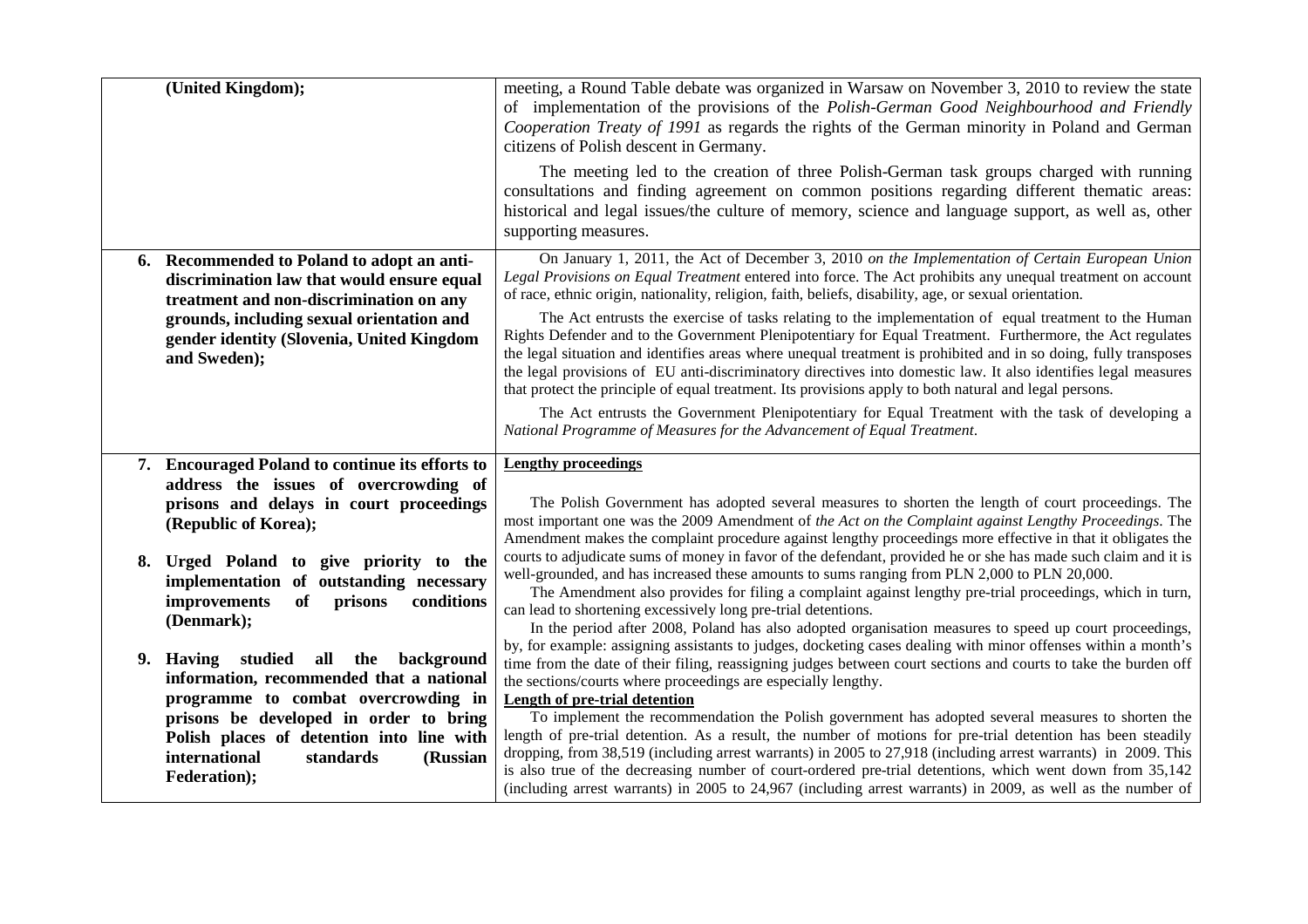| | |
|---|---|
| **(United Kingdom);** | meeting, a Round Table debate was organized in Warsaw on November 3, 2010 to review the state of implementation of the provisions of the *Polish-German Good Neighbourhood and Friendly Cooperation Treaty of 1991* as regards the rights of the German minority in Poland and German citizens of Polish descent in Germany.<br><br>The meeting led to the creation of three Polish-German task groups charged with running consultations and finding agreement on common positions regarding different thematic areas: historical and legal issues/the culture of memory, science and language support, as well as, other supporting measures. |
| **6. Recommended to Poland to adopt an anti-discrimination law that would ensure equal treatment and non-discrimination on any grounds, including sexual orientation and gender identity (Slovenia, United Kingdom and Sweden);** | On January 1, 2011, the Act of December 3, 2010 *on the Implementation of Certain European Union Legal Provisions on Equal Treatment* entered into force. The Act prohibits any unequal treatment on account of race, ethnic origin, nationality, religion, faith, beliefs, disability, age, or sexual orientation.<br><br>The Act entrusts the exercise of tasks relating to the implementation of equal treatment to the Human Rights Defender and to the Government Plenipotentiary for Equal Treatment. Furthermore, the Act regulates the legal situation and identifies areas where unequal treatment is prohibited and in so doing, fully transposes the legal provisions of EU anti-discriminatory directives into domestic law. It also identifies legal measures that protect the principle of equal treatment. Its provisions apply to both natural and legal persons.<br><br>The Act entrusts the Government Plenipotentiary for Equal Treatment with the task of developing a *National Programme of Measures for the Advancement of Equal Treatment*. |
| **7. Encouraged Poland to continue its efforts to address the issues of overcrowding of prisons and delays in court proceedings (Republic of Korea);**<br><br>**8. Urged Poland to give priority to the implementation of outstanding necessary improvements of prisons conditions (Denmark);**<br><br>**9. Having studied all the background information, recommended that a national programme to combat overcrowding in prisons be developed in order to bring Polish places of detention into line with international standards (Russian Federation);** | **Lengthy proceedings**<br><br>The Polish Government has adopted several measures to shorten the length of court proceedings. The most important one was the 2009 Amendment of *the Act on the Complaint against Lengthy Proceedings.* The Amendment makes the complaint procedure against lengthy proceedings more effective in that it obligates the courts to adjudicate sums of money in favor of the defendant, provided he or she has made such claim and it is well-grounded, and has increased these amounts to sums ranging from PLN 2,000 to PLN 20,000.<br>The Amendment also provides for filing a complaint against lengthy pre-trial proceedings, which in turn, can lead to shortening excessively long pre-trial detentions.<br>In the period after 2008, Poland has also adopted organisation measures to speed up court proceedings, by, for example: assigning assistants to judges, docketing cases dealing with minor offenses within a month's time from the date of their filing, reassigning judges between court sections and courts to take the burden off the sections/courts where proceedings are especially lengthy.<br>**Length of pre-trial detention**<br>To implement the recommendation the Polish government has adopted several measures to shorten the length of pre-trial detention. As a result, the number of motions for pre-trial detention has been steadily dropping, from 38,519 (including arrest warrants) in 2005 to 27,918 (including arrest warrants) in 2009. This is also true of the decreasing number of court-ordered pre-trial detentions, which went down from 35,142 (including arrest warrants) in 2005 to 24,967 (including arrest warrants) in 2009, as well as the number of |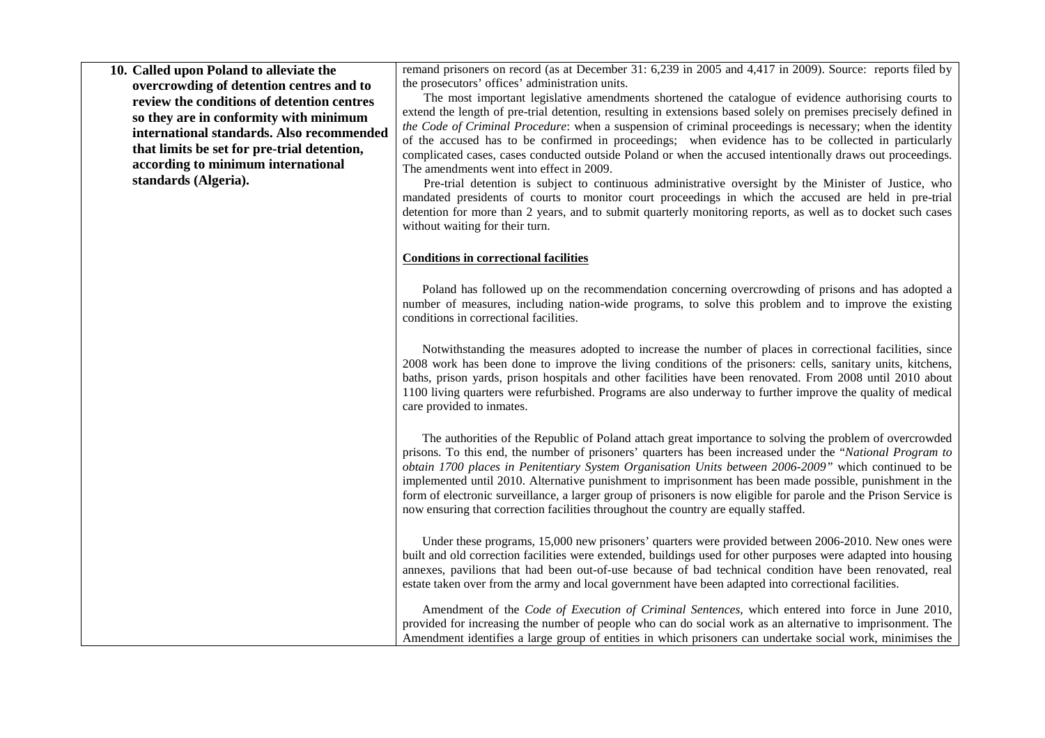| | |
|---|---|
| **10. Called upon Poland to alleviate the overcrowding of detention centres and to review the conditions of detention centres so they are in conformity with minimum international standards. Also recommended that limits be set for pre-trial detention, according to minimum international standards (Algeria).** | remand prisoners on record (as at December 31: 6,239 in 2005 and 4,417 in 2009). Source: reports filed by the prosecutors' offices' administration units.<br><br>The most important legislative amendments shortened the catalogue of evidence authorising courts to extend the length of pre-trial detention, resulting in extensions based solely on premises precisely defined in *the Code of Criminal Procedure*: when a suspension of criminal proceedings is necessary; when the identity of the accused has to be confirmed in proceedings; when evidence has to be collected in particularly complicated cases, cases conducted outside Poland or when the accused intentionally draws out proceedings. The amendments went into effect in 2009.<br><br>Pre-trial detention is subject to continuous administrative oversight by the Minister of Justice, who mandated presidents of courts to monitor court proceedings in which the accused are held in pre-trial detention for more than 2 years, and to submit quarterly monitoring reports, as well as to docket such cases without waiting for their turn.<br><br>**<u>Conditions in correctional facilities</u>**<br><br>Poland has followed up on the recommendation concerning overcrowding of prisons and has adopted a number of measures, including nation-wide programs, to solve this problem and to improve the existing conditions in correctional facilities.<br><br>Notwithstanding the measures adopted to increase the number of places in correctional facilities, since 2008 work has been done to improve the living conditions of the prisoners: cells, sanitary units, kitchens, baths, prison yards, prison hospitals and other facilities have been renovated. From 2008 until 2010 about 1100 living quarters were refurbished. Programs are also underway to further improve the quality of medical care provided to inmates.<br><br>The authorities of the Republic of Poland attach great importance to solving the problem of overcrowded prisons. To this end, the number of prisoners' quarters has been increased under the "*National Program to obtain 1700 places in Penitentiary System Organisation Units between 2006-2009"* which continued to be implemented until 2010. Alternative punishment to imprisonment has been made possible, punishment in the form of electronic surveillance, a larger group of prisoners is now eligible for parole and the Prison Service is now ensuring that correction facilities throughout the country are equally staffed.<br><br>Under these programs, 15,000 new prisoners' quarters were provided between 2006-2010. New ones were built and old correction facilities were extended, buildings used for other purposes were adapted into housing annexes, pavilions that had been out-of-use because of bad technical condition have been renovated, real estate taken over from the army and local government have been adapted into correctional facilities.<br><br>Amendment of the *Code of Execution of Criminal Sentences*, which entered into force in June 2010, provided for increasing the number of people who can do social work as an alternative to imprisonment. The Amendment identifies a large group of entities in which prisoners can undertake social work, minimises the |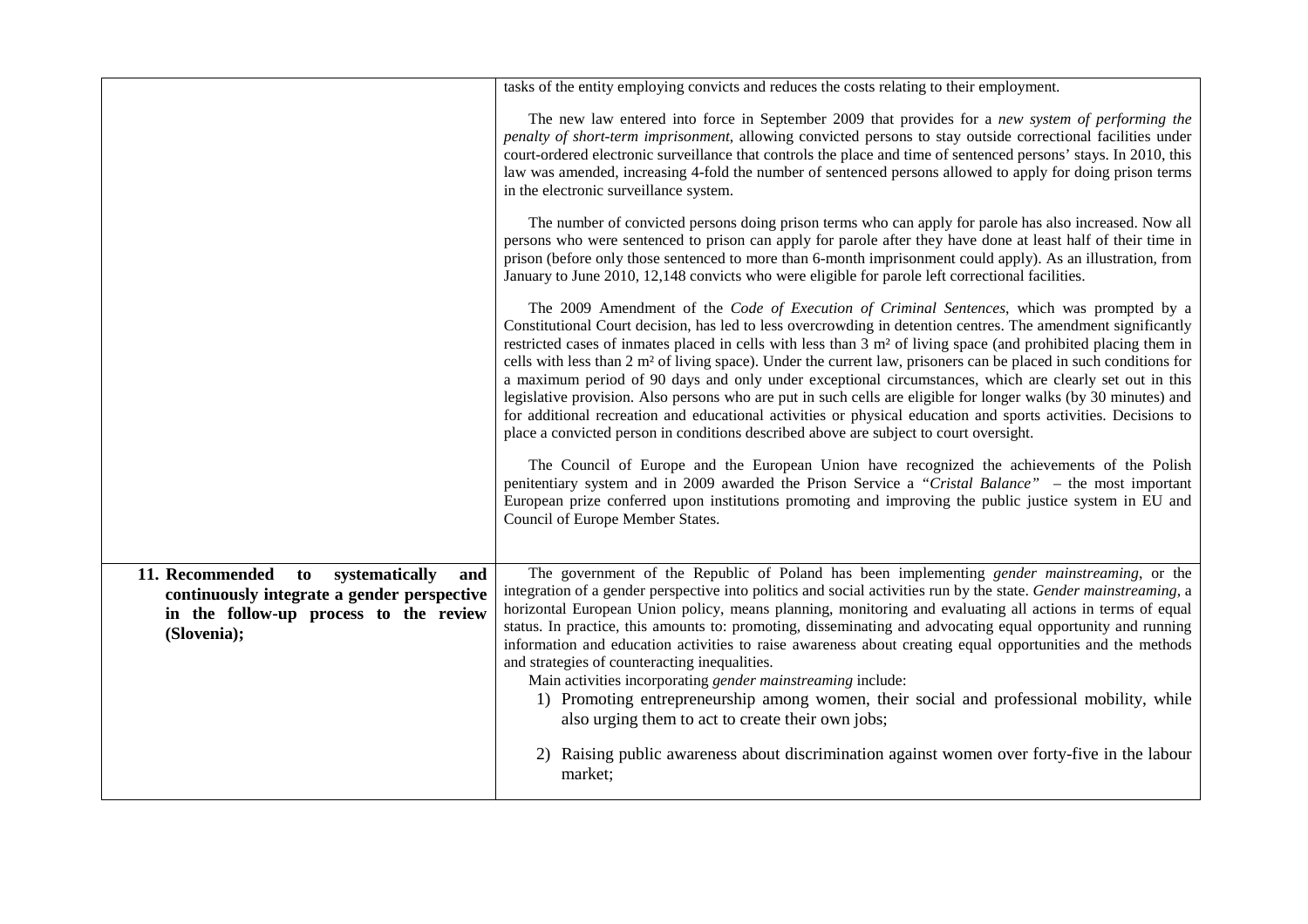| | |
|---|---|
| | tasks of the entity employing convicts and reduces the costs relating to their employment.<br><br>The new law entered into force in September 2009 that provides for a *new system of performing the penalty of short-term imprisonment*, allowing convicted persons to stay outside correctional facilities under court-ordered electronic surveillance that controls the place and time of sentenced persons' stays. In 2010, this law was amended, increasing 4-fold the number of sentenced persons allowed to apply for doing prison terms in the electronic surveillance system.<br><br>The number of convicted persons doing prison terms who can apply for parole has also increased. Now all persons who were sentenced to prison can apply for parole after they have done at least half of their time in prison (before only those sentenced to more than 6-month imprisonment could apply). As an illustration, from January to June 2010, 12,148 convicts who were eligible for parole left correctional facilities.<br><br>The 2009 Amendment of the *Code of Execution of Criminal Sentences*, which was prompted by a Constitutional Court decision, has led to less overcrowding in detention centres. The amendment significantly restricted cases of inmates placed in cells with less than 3 m² of living space (and prohibited placing them in cells with less than 2 m² of living space). Under the current law, prisoners can be placed in such conditions for a maximum period of 90 days and only under exceptional circumstances, which are clearly set out in this legislative provision. Also persons who are put in such cells are eligible for longer walks (by 30 minutes) and for additional recreation and educational activities or physical education and sports activities. Decisions to place a convicted person in conditions described above are subject to court oversight.<br><br>The Council of Europe and the European Union have recognized the achievements of the Polish penitentiary system and in 2009 awarded the Prison Service a "*Cristal Balance*" – the most important European prize conferred upon institutions promoting and improving the public justice system in EU and Council of Europe Member States. |
| **11. Recommended to systematically and continuously integrate a gender perspective in the follow-up process to the review (Slovenia);** | The government of the Republic of Poland has been implementing *gender mainstreaming*, or the integration of a gender perspective into politics and social activities run by the state. *Gender mainstreaming*, a horizontal European Union policy, means planning, monitoring and evaluating all actions in terms of equal status. In practice, this amounts to: promoting, disseminating and advocating equal opportunity and running information and education activities to raise awareness about creating equal opportunities and the methods and strategies of counteracting inequalities.<br>Main activities incorporating *gender mainstreaming* include:<br>1) Promoting entrepreneurship among women, their social and professional mobility, while also urging them to act to create their own jobs;<br><br>2) Raising public awareness about discrimination against women over forty-five in the labour market; |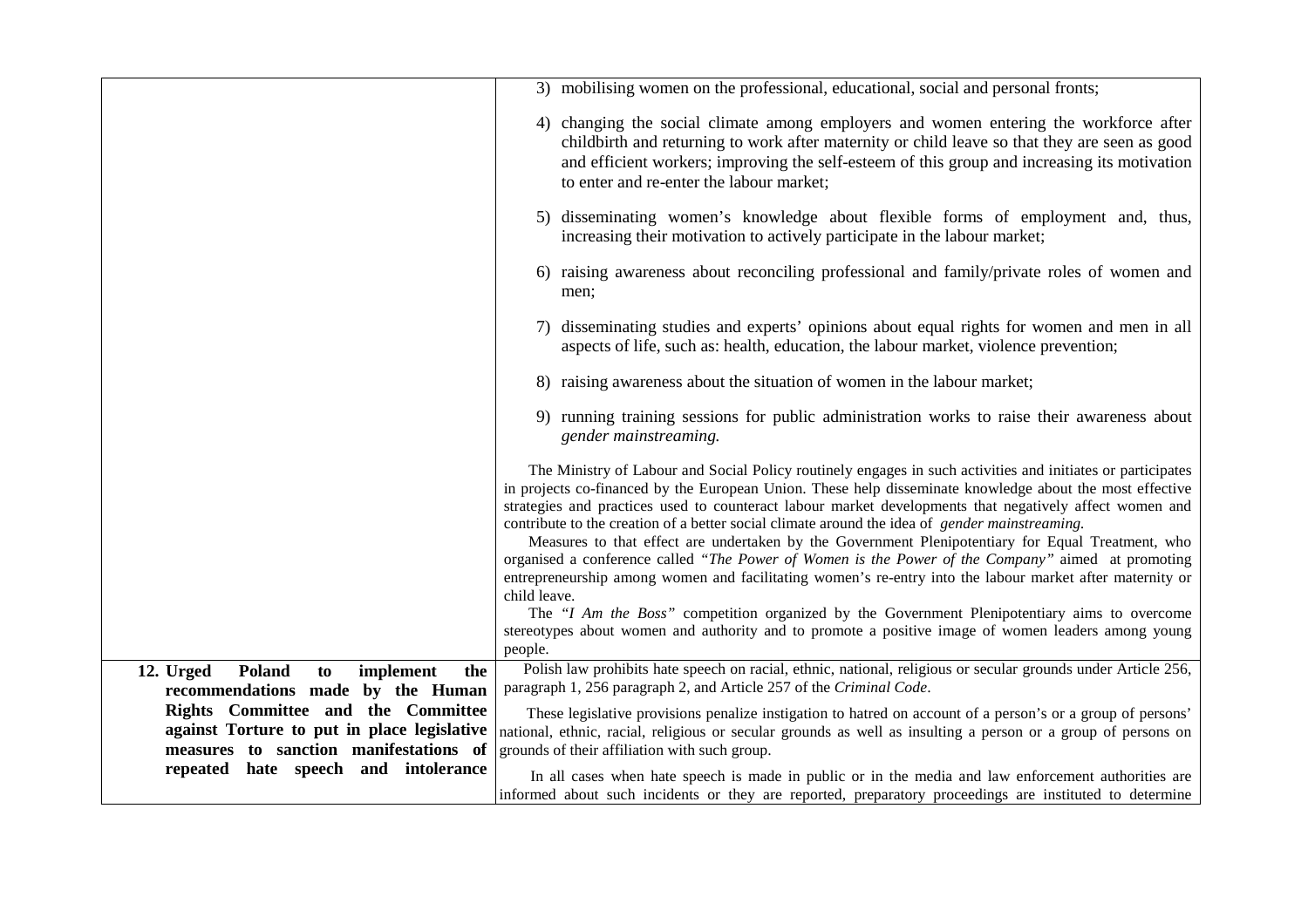| | |
|---|---|
| | 3) mobilising women on the professional, educational, social and personal fronts;<br><br>4) changing the social climate among employers and women entering the workforce after childbirth and returning to work after maternity or child leave so that they are seen as good and efficient workers; improving the self-esteem of this group and increasing its motivation to enter and re-enter the labour market;<br><br>5) disseminating women's knowledge about flexible forms of employment and, thus, increasing their motivation to actively participate in the labour market;<br><br>6) raising awareness about reconciling professional and family/private roles of women and men;<br><br>7) disseminating studies and experts' opinions about equal rights for women and men in all aspects of life, such as: health, education, the labour market, violence prevention;<br><br>8) raising awareness about the situation of women in the labour market;<br><br>9) running training sessions for public administration works to raise their awareness about *gender mainstreaming.*<br><br>The Ministry of Labour and Social Policy routinely engages in such activities and initiates or participates in projects co-financed by the European Union. These help disseminate knowledge about the most effective strategies and practices used to counteract labour market developments that negatively affect women and contribute to the creation of a better social climate around the idea of *gender mainstreaming.*<br>Measures to that effect are undertaken by the Government Plenipotentiary for Equal Treatment, who organised a conference called *"The Power of Women is the Power of the Company"* aimed at promoting entrepreneurship among women and facilitating women's re-entry into the labour market after maternity or child leave.<br>The *"I Am the Boss"* competition organized by the Government Plenipotentiary aims to overcome stereotypes about women and authority and to promote a positive image of women leaders among young people. |
| **12. Urged Poland to implement the recommendations made by the Human Rights Committee and the Committee against Torture to put in place legislative measures to sanction manifestations of repeated hate speech and intolerance** | Polish law prohibits hate speech on racial, ethnic, national, religious or secular grounds under Article 256, paragraph 1, 256 paragraph 2, and Article 257 of the *Criminal Code*.<br><br>These legislative provisions penalize instigation to hatred on account of a person's or a group of persons' national, ethnic, racial, religious or secular grounds as well as insulting a person or a group of persons on grounds of their affiliation with such group.<br><br>In all cases when hate speech is made in public or in the media and law enforcement authorities are informed about such incidents or they are reported, preparatory proceedings are instituted to determine |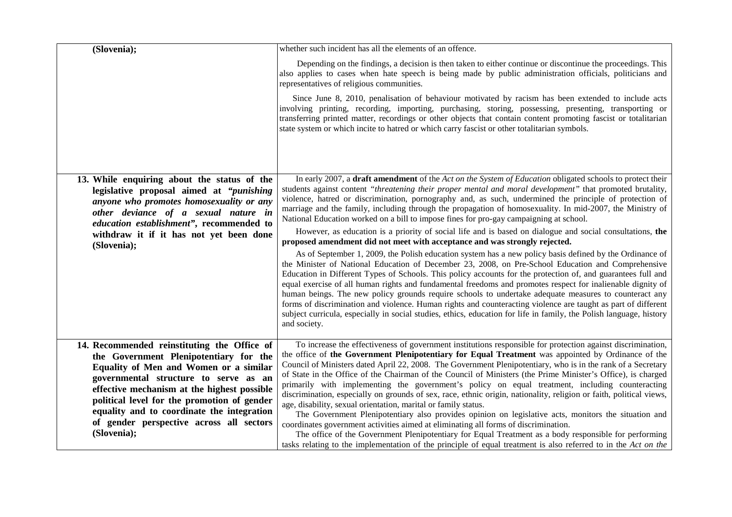| | |
|---|---|
| **(Slovenia);** | whether such incident has all the elements of an offence.<br><br>Depending on the findings, a decision is then taken to either continue or discontinue the proceedings. This also applies to cases when hate speech is being made by public administration officials, politicians and representatives of religious communities.<br><br>Since June 8, 2010, penalisation of behaviour motivated by racism has been extended to include acts involving printing, recording, importing, purchasing, storing, possessing, presenting, transporting or transferring printed matter, recordings or other objects that contain content promoting fascist or totalitarian state system or which incite to hatred or which carry fascist or other totalitarian symbols. |
| **13. While enquiring about the status of the legislative proposal aimed at *"punishing anyone who promotes homosexuality or any other deviance of a sexual nature in education establishment"*, recommended to withdraw it if it has not yet been done (Slovenia);** | In early 2007, a **draft amendment** of the *Act on the System of Education* obligated schools to protect their students against content *"threatening their proper mental and moral development"* that promoted brutality, violence, hatred or discrimination, pornography and, as such, undermined the principle of protection of marriage and the family, including through the propagation of homosexuality. In mid-2007, the Ministry of National Education worked on a bill to impose fines for pro-gay campaigning at school.<br><br>However, as education is a priority of social life and is based on dialogue and social consultations, **the proposed amendment did not meet with acceptance and was strongly rejected.**<br><br>As of September 1, 2009, the Polish education system has a new policy basis defined by the Ordinance of the Minister of National Education of December 23, 2008, on Pre-School Education and Comprehensive Education in Different Types of Schools. This policy accounts for the protection of, and guarantees full and equal exercise of all human rights and fundamental freedoms and promotes respect for inalienable dignity of human beings. The new policy grounds require schools to undertake adequate measures to counteract any forms of discrimination and violence. Human rights and counteracting violence are taught as part of different subject curricula, especially in social studies, ethics, education for life in family, the Polish language, history and society. |
| **14. Recommended reinstituting the Office of the Government Plenipotentiary for the Equality of Men and Women or a similar governmental structure to serve as an effective mechanism at the highest possible political level for the promotion of gender equality and to coordinate the integration of gender perspective across all sectors (Slovenia);** | To increase the effectiveness of government institutions responsible for protection against discrimination, the office of **the Government Plenipotentiary for Equal Treatment** was appointed by Ordinance of the Council of Ministers dated April 22, 2008. The Government Plenipotentiary, who is in the rank of a Secretary of State in the Office of the Chairman of the Council of Ministers (the Prime Minister's Office), is charged primarily with implementing the government's policy on equal treatment, including counteracting discrimination, especially on grounds of sex, race, ethnic origin, nationality, religion or faith, political views, age, disability, sexual orientation, marital or family status.<br><br>The Government Plenipotentiary also provides opinion on legislative acts, monitors the situation and coordinates government activities aimed at eliminating all forms of discrimination.<br><br>The office of the Government Plenipotentiary for Equal Treatment as a body responsible for performing tasks relating to the implementation of the principle of equal treatment is also referred to in the *Act on the* |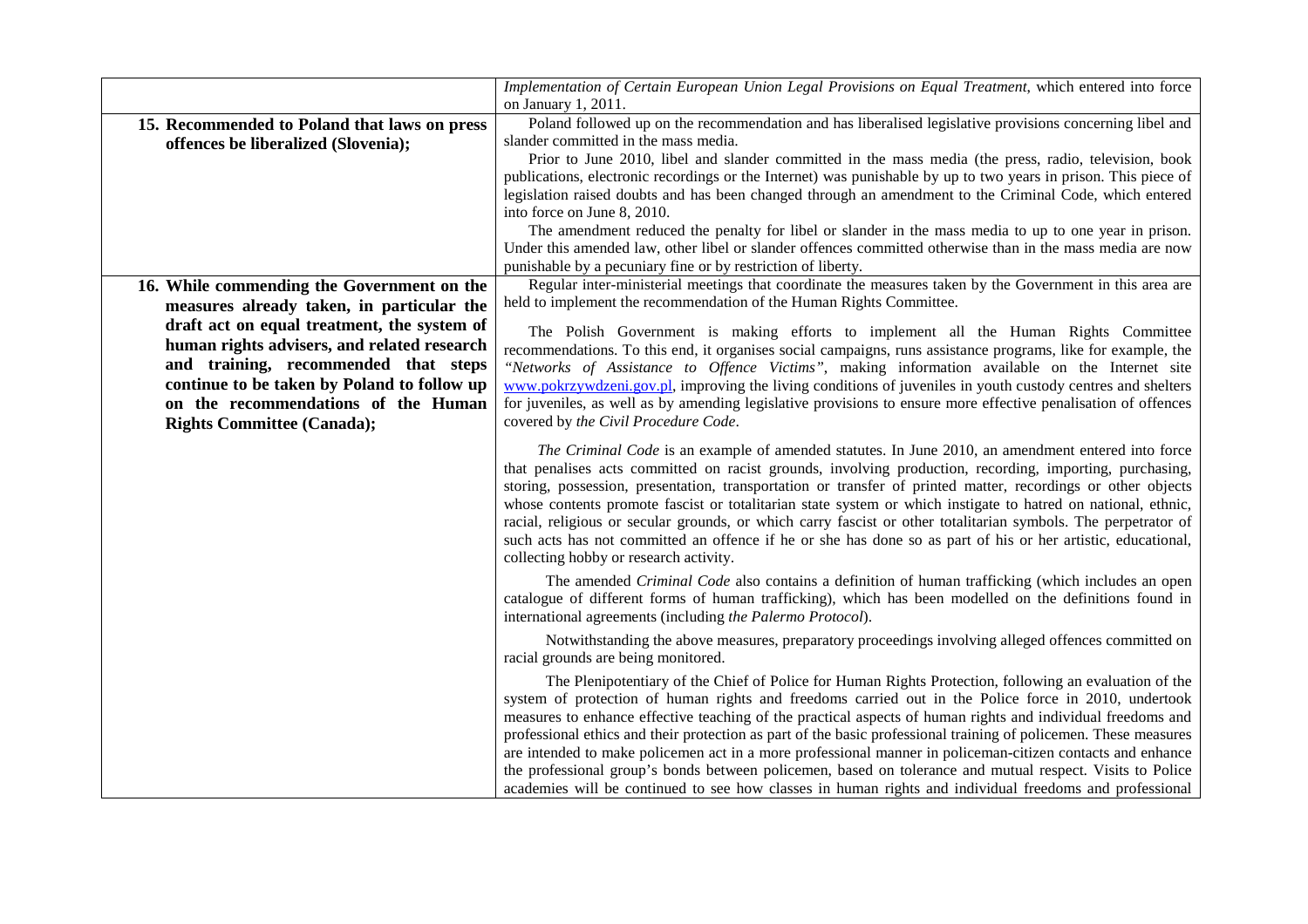| | |
|---|---|
| | *Implementation of Certain European Union Legal Provisions on Equal Treatment*, which entered into force on January 1, 2011. |
| **15. Recommended to Poland that laws on press offences be liberalized (Slovenia);** | Poland followed up on the recommendation and has liberalised legislative provisions concerning libel and slander committed in the mass media.<br>Prior to June 2010, libel and slander committed in the mass media (the press, radio, television, book publications, electronic recordings or the Internet) was punishable by up to two years in prison. This piece of legislation raised doubts and has been changed through an amendment to the Criminal Code, which entered into force on June 8, 2010.<br>The amendment reduced the penalty for libel or slander in the mass media to up to one year in prison. Under this amended law, other libel or slander offences committed otherwise than in the mass media are now punishable by a pecuniary fine or by restriction of liberty. |
| **16. While commending the Government on the measures already taken, in particular the draft act on equal treatment, the system of human rights advisers, and related research and training, recommended that steps continue to be taken by Poland to follow up on the recommendations of the Human Rights Committee (Canada);** | Regular inter-ministerial meetings that coordinate the measures taken by the Government in this area are held to implement the recommendation of the Human Rights Committee.<br>The Polish Government is making efforts to implement all the Human Rights Committee recommendations. To this end, it organises social campaigns, runs assistance programs, like for example, the *"Networks of Assistance to Offence Victims"*, making information available on the Internet site [www.pokrzywdzeni.gov.pl](http://www.pokrzywdzeni.gov.pl), improving the living conditions of juveniles in youth custody centres and shelters for juveniles, as well as by amending legislative provisions to ensure more effective penalisation of offences covered by *the Civil Procedure Code*.<br>*The Criminal Code* is an example of amended statutes. In June 2010, an amendment entered into force that penalises acts committed on racist grounds, involving production, recording, importing, purchasing, storing, possession, presentation, transportation or transfer of printed matter, recordings or other objects whose contents promote fascist or totalitarian state system or which instigate to hatred on national, ethnic, racial, religious or secular grounds, or which carry fascist or other totalitarian symbols. The perpetrator of such acts has not committed an offence if he or she has done so as part of his or her artistic, educational, collecting hobby or research activity.<br>The amended *Criminal Code* also contains a definition of human trafficking (which includes an open catalogue of different forms of human trafficking), which has been modelled on the definitions found in international agreements (including *the Palermo Protocol*).<br>Notwithstanding the above measures, preparatory proceedings involving alleged offences committed on racial grounds are being monitored.<br>The Plenipotentiary of the Chief of Police for Human Rights Protection, following an evaluation of the system of protection of human rights and freedoms carried out in the Police force in 2010, undertook measures to enhance effective teaching of the practical aspects of human rights and individual freedoms and professional ethics and their protection as part of the basic professional training of policemen. These measures are intended to make policemen act in a more professional manner in policeman-citizen contacts and enhance the professional group's bonds between policemen, based on tolerance and mutual respect. Visits to Police academies will be continued to see how classes in human rights and individual freedoms and professional |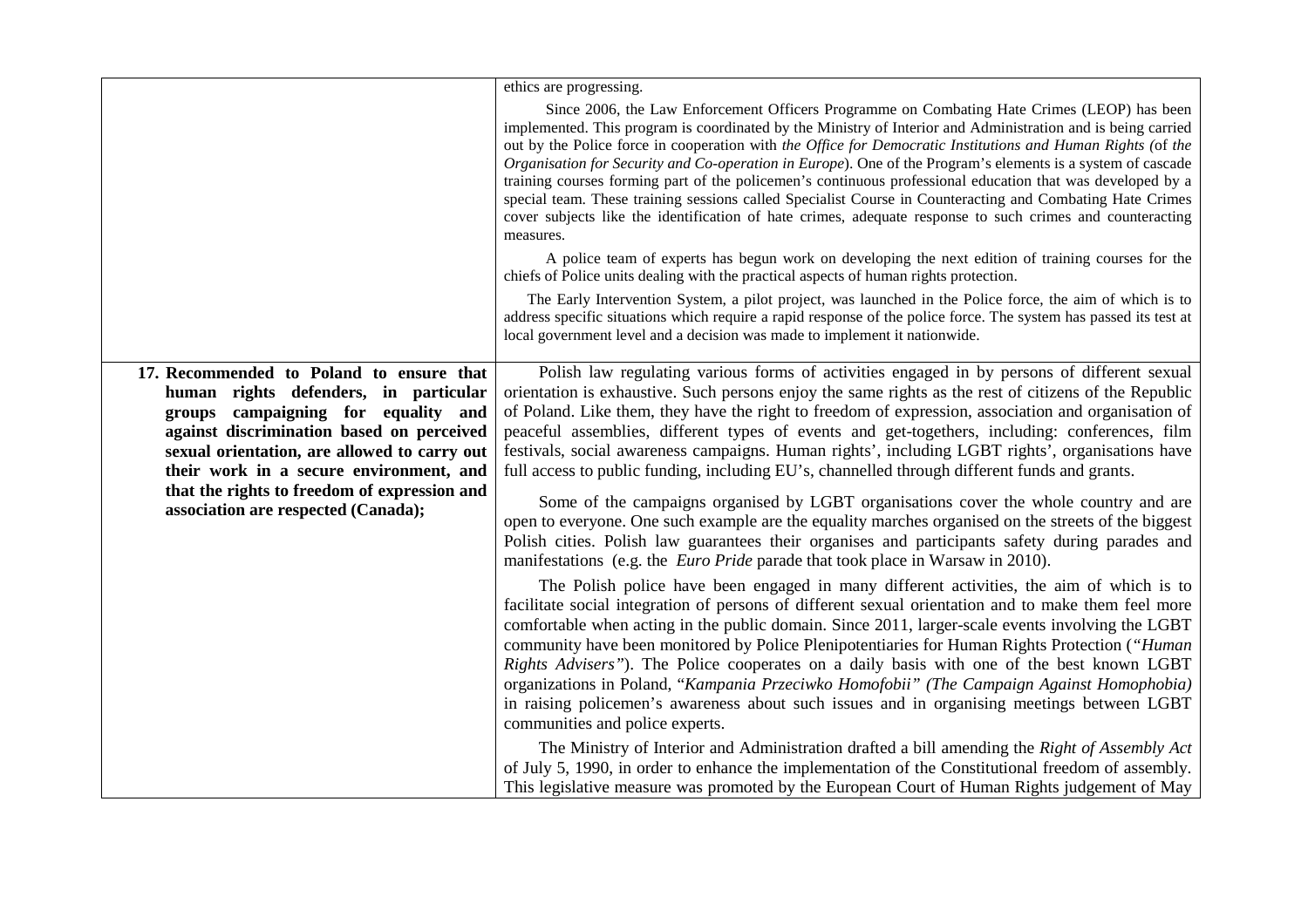| | |
|---|---|
| | ethics are progressing.<br><br>Since 2006, the Law Enforcement Officers Programme on Combating Hate Crimes (LEOP) has been implemented. This program is coordinated by the Ministry of Interior and Administration and is being carried out by the Police force in cooperation with *the Office for Democratic Institutions and Human Rights (*of *the Organisation for Security and Co-operation in Europe*). One of the Program's elements is a system of cascade training courses forming part of the policemen's continuous professional education that was developed by a special team. These training sessions called Specialist Course in Counteracting and Combating Hate Crimes cover subjects like the identification of hate crimes, adequate response to such crimes and counteracting measures.<br><br>A police team of experts has begun work on developing the next edition of training courses for the chiefs of Police units dealing with the practical aspects of human rights protection.<br><br>The Early Intervention System, a pilot project, was launched in the Police force, the aim of which is to address specific situations which require a rapid response of the police force. The system has passed its test at local government level and a decision was made to implement it nationwide. |
| **17. Recommended to Poland to ensure that human rights defenders, in particular groups campaigning for equality and against discrimination based on perceived sexual orientation, are allowed to carry out their work in a secure environment, and that the rights to freedom of expression and association are respected (Canada);** | Polish law regulating various forms of activities engaged in by persons of different sexual orientation is exhaustive. Such persons enjoy the same rights as the rest of citizens of the Republic of Poland. Like them, they have the right to freedom of expression, association and organisation of peaceful assemblies, different types of events and get-togethers, including: conferences, film festivals, social awareness campaigns. Human rights', including LGBT rights', organisations have full access to public funding, including EU's, channelled through different funds and grants.<br><br>Some of the campaigns organised by LGBT organisations cover the whole country and are open to everyone. One such example are the equality marches organised on the streets of the biggest Polish cities. Polish law guarantees their organises and participants safety during parades and manifestations (e.g. the *Euro Pride* parade that took place in Warsaw in 2010).<br><br>The Polish police have been engaged in many different activities, the aim of which is to facilitate social integration of persons of different sexual orientation and to make them feel more comfortable when acting in the public domain. Since 2011, larger-scale events involving the LGBT community have been monitored by Police Plenipotentiaries for Human Rights Protection (*"Human Rights Advisers"*). The Police cooperates on a daily basis with one of the best known LGBT organizations in Poland, "*Kampania Przeciwko Homofobii" (The Campaign Against Homophobia)* in raising policemen's awareness about such issues and in organising meetings between LGBT communities and police experts.<br><br>The Ministry of Interior and Administration drafted a bill amending the *Right of Assembly Act* of July 5, 1990, in order to enhance the implementation of the Constitutional freedom of assembly. This legislative measure was promoted by the European Court of Human Rights judgement of May |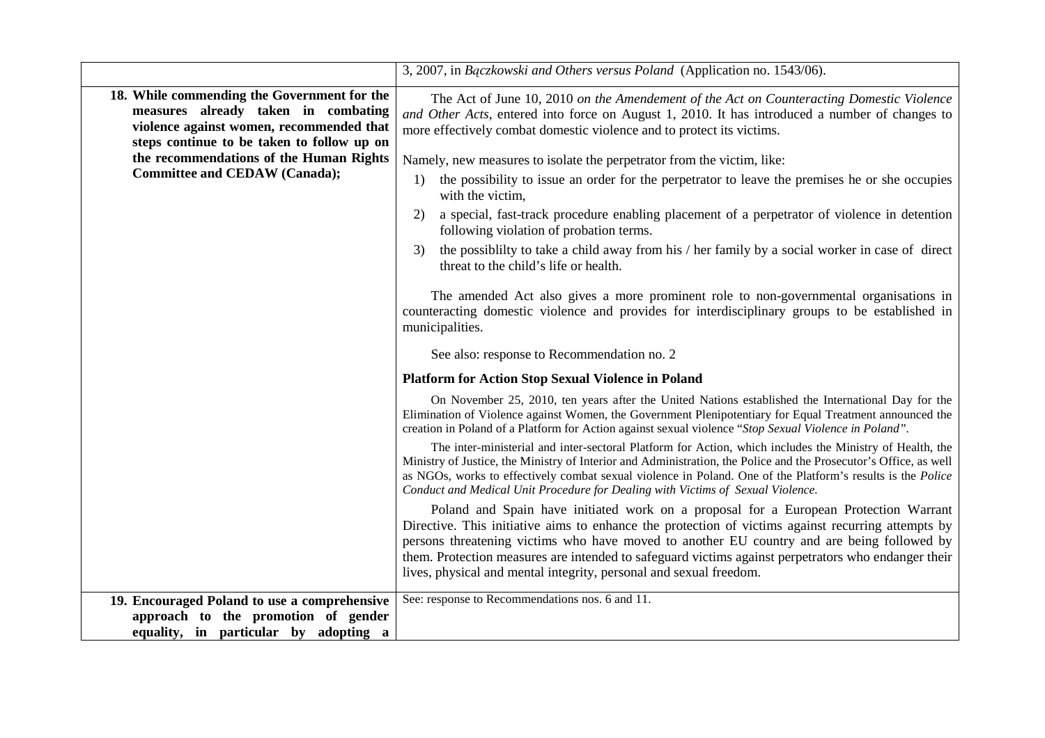| | |
|---|---|
| | 3, 2007, in *Bączkowski and Others versus Poland* (Application no. 1543/06). |
| **18. While commending the Government for the measures already taken in combating violence against women, recommended that steps continue to be taken to follow up on the recommendations of the Human Rights Committee and CEDAW (Canada);** | The Act of June 10, 2010 *on the Amendement of the Act on Counteracting Domestic Violence and Other Acts*, entered into force on August 1, 2010. It has introduced a number of changes to more effectively combat domestic violence and to protect its victims.<br><br>Namely, new measures to isolate the perpetrator from the victim, like:<br>1) the possibility to issue an order for the perpetrator to leave the premises he or she occupies with the victim,<br>2) a special, fast-track procedure enabling placement of a perpetrator of violence in detention following violation of probation terms.<br>3) the possiblilty to take a child away from his / her family by a social worker in case of direct threat to the child's life or health.<br><br>The amended Act also gives a more prominent role to non-governmental organisations in counteracting domestic violence and provides for interdisciplinary groups to be established in municipalities.<br><br>See also: response to Recommendation no. 2<br><br>**Platform for Action Stop Sexual Violence in Poland**<br><br>On November 25, 2010, ten years after the United Nations established the International Day for the Elimination of Violence against Women, the Government Plenipotentiary for Equal Treatment announced the creation in Poland of a Platform for Action against sexual violence "*Stop Sexual Violence in Poland"*.<br><br>The inter-ministerial and inter-sectoral Platform for Action, which includes the Ministry of Health, the Ministry of Justice, the Ministry of Interior and Administration, the Police and the Prosecutor's Office, as well as NGOs, works to effectively combat sexual violence in Poland. One of the Platform's results is the *Police Conduct and Medical Unit Procedure for Dealing with Victims of Sexual Violence.*<br><br>Poland and Spain have initiated work on a proposal for a European Protection Warrant Directive. This initiative aims to enhance the protection of victims against recurring attempts by persons threatening victims who have moved to another EU country and are being followed by them. Protection measures are intended to safeguard victims against perpetrators who endanger their lives, physical and mental integrity, personal and sexual freedom. |
| **19. Encouraged Poland to use a comprehensive approach to the promotion of gender equality, in particular by adopting a** | See: response to Recommendations nos. 6 and 11. |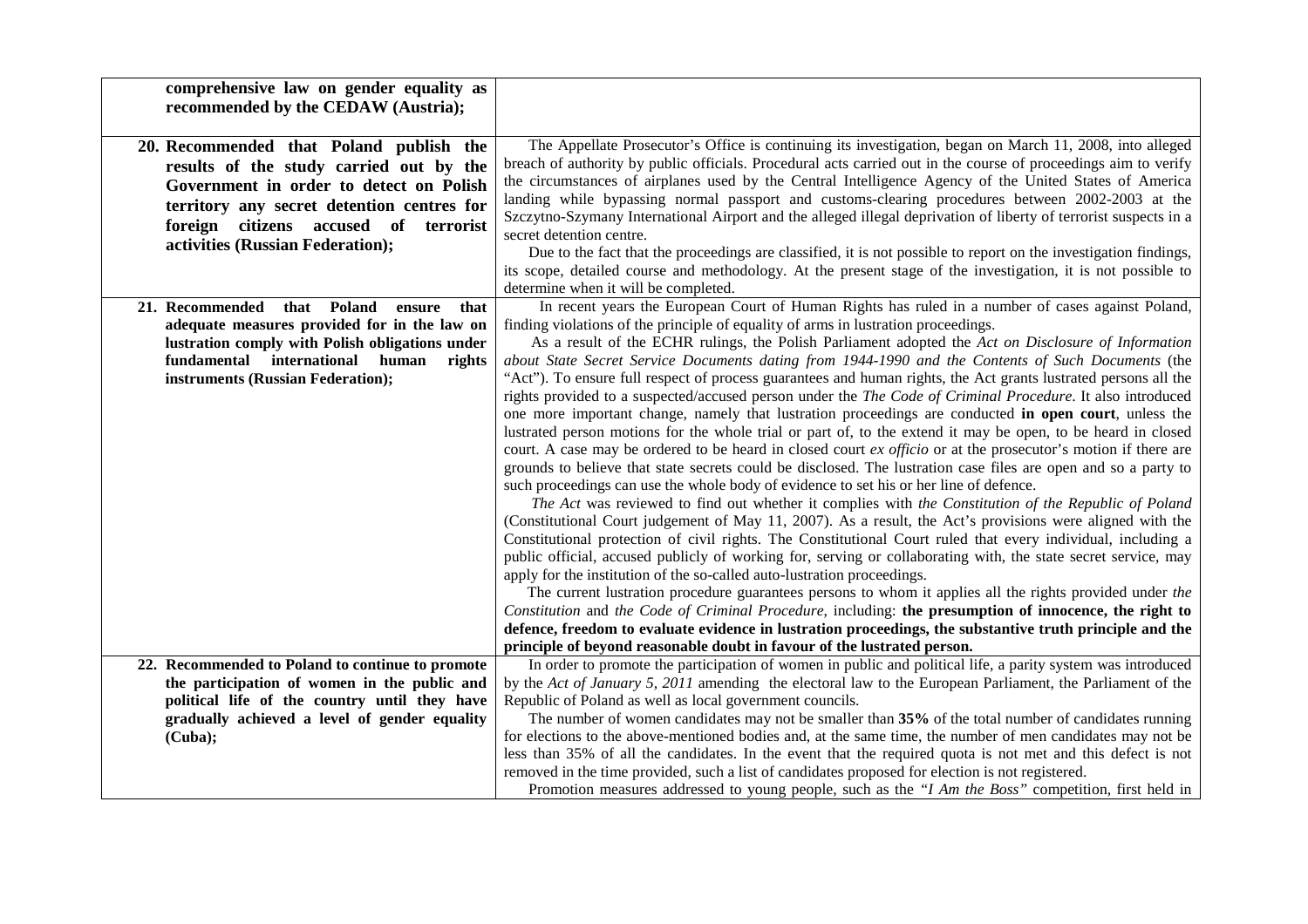| | |
|---|---|
| **comprehensive law on gender equality as recommended by the CEDAW (Austria);** | |
| **20. Recommended that Poland publish the results of the study carried out by the Government in order to detect on Polish territory any secret detention centres for foreign citizens accused of terrorist activities (Russian Federation);** | The Appellate Prosecutor's Office is continuing its investigation, began on March 11, 2008, into alleged breach of authority by public officials. Procedural acts carried out in the course of proceedings aim to verify the circumstances of airplanes used by the Central Intelligence Agency of the United States of America landing while bypassing normal passport and customs-clearing procedures between 2002-2003 at the Szczytno-Szymany International Airport and the alleged illegal deprivation of liberty of terrorist suspects in a secret detention centre.<br>Due to the fact that the proceedings are classified, it is not possible to report on the investigation findings, its scope, detailed course and methodology. At the present stage of the investigation, it is not possible to determine when it will be completed. |
| **21. Recommended that Poland ensure that adequate measures provided for in the law on lustration comply with Polish obligations under fundamental international human rights instruments (Russian Federation);** | In recent years the European Court of Human Rights has ruled in a number of cases against Poland, finding violations of the principle of equality of arms in lustration proceedings.<br>As a result of the ECHR rulings, the Polish Parliament adopted the *Act on Disclosure of Information about State Secret Service Documents dating from 1944-1990 and the Contents of Such Documents* (the "Act"). To ensure full respect of process guarantees and human rights, the Act grants lustrated persons all the rights provided to a suspected/accused person under the *The Code of Criminal Procedure*. It also introduced one more important change, namely that lustration proceedings are conducted **in open court**, unless the lustrated person motions for the whole trial or part of, to the extend it may be open, to be heard in closed court. A case may be ordered to be heard in closed court *ex officio* or at the prosecutor's motion if there are grounds to believe that state secrets could be disclosed. The lustration case files are open and so a party to such proceedings can use the whole body of evidence to set his or her line of defence.<br>*The Act* was reviewed to find out whether it complies with *the Constitution of the Republic of Poland* (Constitutional Court judgement of May 11, 2007). As a result, the Act's provisions were aligned with the Constitutional protection of civil rights. The Constitutional Court ruled that every individual, including a public official, accused publicly of working for, serving or collaborating with, the state secret service, may apply for the institution of the so-called auto-lustration proceedings.<br>The current lustration procedure guarantees persons to whom it applies all the rights provided under *the Constitution* and *the Code of Criminal Procedure*, including: **the presumption of innocence, the right to defence, freedom to evaluate evidence in lustration proceedings, the substantive truth principle and the principle of beyond reasonable doubt in favour of the lustrated person.** |
| **22. Recommended to Poland to continue to promote the participation of women in the public and political life of the country until they have gradually achieved a level of gender equality (Cuba);** | In order to promote the participation of women in public and political life, a parity system was introduced by the *Act of January 5, 2011* amending the electoral law to the European Parliament, the Parliament of the Republic of Poland as well as local government councils.<br>The number of women candidates may not be smaller than **35%** of the total number of candidates running for elections to the above-mentioned bodies and, at the same time, the number of men candidates may not be less than 35% of all the candidates. In the event that the required quota is not met and this defect is not removed in the time provided, such a list of candidates proposed for election is not registered.<br>Promotion measures addressed to young people, such as the *"I Am the Boss"* competition, first held in |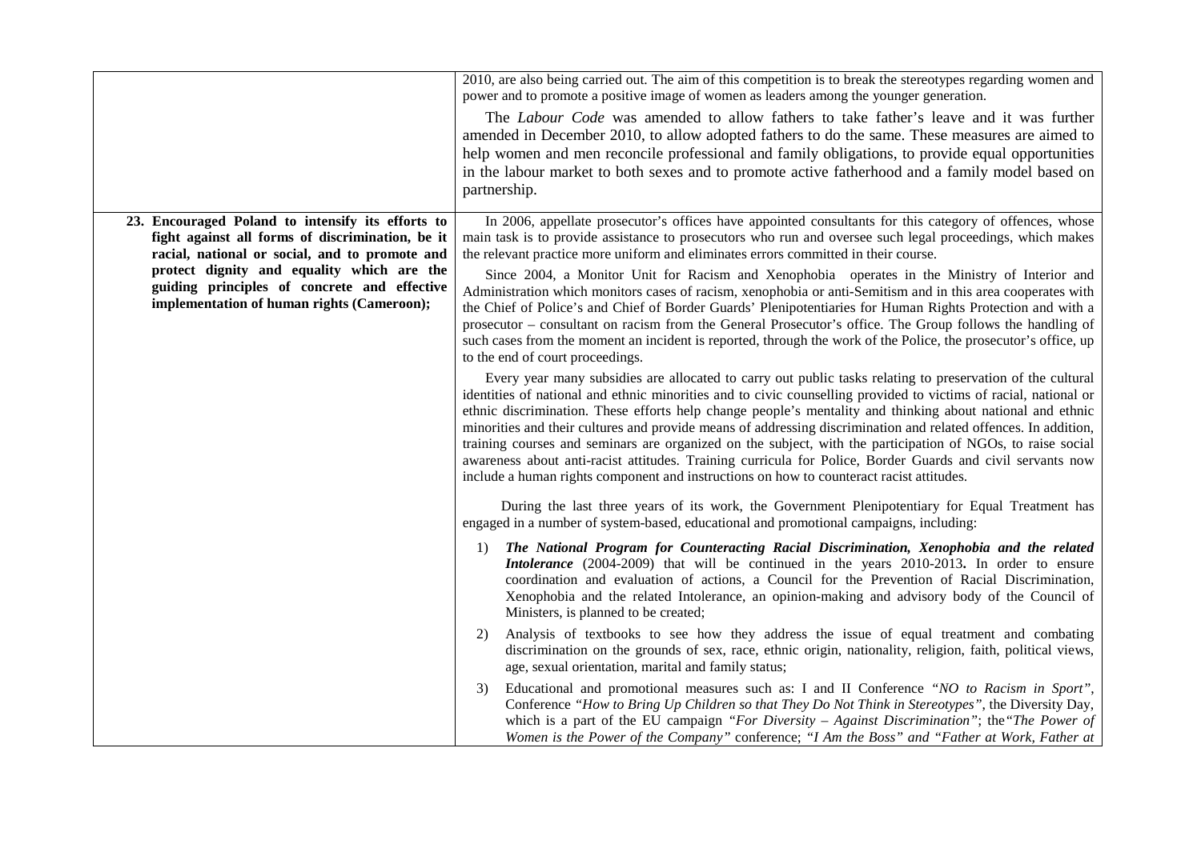| | |
|---|---|
| | 2010, are also being carried out. The aim of this competition is to break the stereotypes regarding women and power and to promote a positive image of women as leaders among the younger generation.<br><br>The *Labour Code* was amended to allow fathers to take father's leave and it was further amended in December 2010, to allow adopted fathers to do the same. These measures are aimed to help women and men reconcile professional and family obligations, to provide equal opportunities in the labour market to both sexes and to promote active fatherhood and a family model based on partnership. |
| **23. Encouraged Poland to intensify its efforts to fight against all forms of discrimination, be it racial, national or social, and to promote and protect dignity and equality which are the guiding principles of concrete and effective implementation of human rights (Cameroon);** | In 2006, appellate prosecutor's offices have appointed consultants for this category of offences, whose main task is to provide assistance to prosecutors who run and oversee such legal proceedings, which makes the relevant practice more uniform and eliminates errors committed in their course.<br><br>Since 2004, a Monitor Unit for Racism and Xenophobia operates in the Ministry of Interior and Administration which monitors cases of racism, xenophobia or anti-Semitism and in this area cooperates with the Chief of Police's and Chief of Border Guards' Plenipotentiaries for Human Rights Protection and with a prosecutor – consultant on racism from the General Prosecutor's office. The Group follows the handling of such cases from the moment an incident is reported, through the work of the Police, the prosecutor's office, up to the end of court proceedings.<br><br>Every year many subsidies are allocated to carry out public tasks relating to preservation of the cultural identities of national and ethnic minorities and to civic counselling provided to victims of racial, national or ethnic discrimination. These efforts help change people's mentality and thinking about national and ethnic minorities and their cultures and provide means of addressing discrimination and related offences. In addition, training courses and seminars are organized on the subject, with the participation of NGOs, to raise social awareness about anti-racist attitudes. Training curricula for Police, Border Guards and civil servants now include a human rights component and instructions on how to counteract racist attitudes.<br><br>During the last three years of its work, the Government Plenipotentiary for Equal Treatment has engaged in a number of system-based, educational and promotional campaigns, including:<br><br>1) ***The National Program for Counteracting Racial Discrimination, Xenophobia and the related Intolerance*** (2004-2009) that will be continued in the years 2010-2013**.** In order to ensure coordination and evaluation of actions, a Council for the Prevention of Racial Discrimination, Xenophobia and the related Intolerance, an opinion-making and advisory body of the Council of Ministers, is planned to be created;<br><br>2) Analysis of textbooks to see how they address the issue of equal treatment and combating discrimination on the grounds of sex, race, ethnic origin, nationality, religion, faith, political views, age, sexual orientation, marital and family status;<br><br>3) Educational and promotional measures such as: I and II Conference *"NO to Racism in Sport"*, Conference *"How to Bring Up Children so that They Do Not Think in Stereotypes"*, the Diversity Day, which is a part of the EU campaign *"For Diversity – Against Discrimination"*; the *"The Power of Women is the Power of the Company"* conference; *"I Am the Boss" and "Father at Work, Father at* |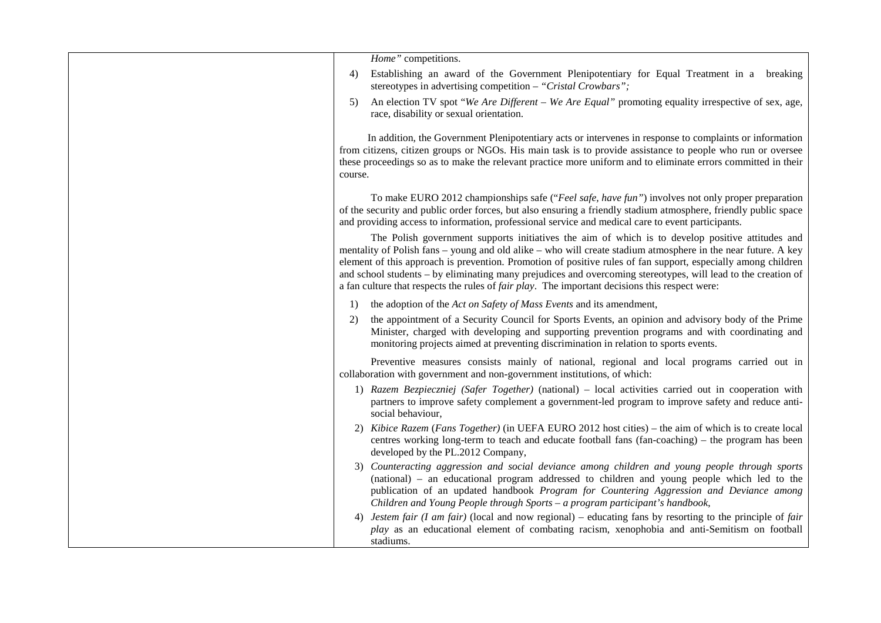| | |
|---|---|
| | *Home"* competitions.<br>4) Establishing an award of the Government Plenipotentiary for Equal Treatment in a breaking stereotypes in advertising competition – *"Cristal Crowbars";*<br>5) An election TV spot "*We Are Different – We Are Equal"* promoting equality irrespective of sex, age, race, disability or sexual orientation.<br><br>In addition, the Government Plenipotentiary acts or intervenes in response to complaints or information from citizens, citizen groups or NGOs. His main task is to provide assistance to people who run or oversee these proceedings so as to make the relevant practice more uniform and to eliminate errors committed in their course.<br><br>To make EURO 2012 championships safe ("*Feel safe, have fun"*) involves not only proper preparation of the security and public order forces, but also ensuring a friendly stadium atmosphere, friendly public space and providing access to information, professional service and medical care to event participants.<br><br>The Polish government supports initiatives the aim of which is to develop positive attitudes and mentality of Polish fans – young and old alike – who will create stadium atmosphere in the near future. A key element of this approach is prevention. Promotion of positive rules of fan support, especially among children and school students – by eliminating many prejudices and overcoming stereotypes, will lead to the creation of a fan culture that respects the rules of *fair play*. The important decisions this respect were:<br>1) the adoption of the *Act on Safety of Mass Events* and its amendment,<br>2) the appointment of a Security Council for Sports Events, an opinion and advisory body of the Prime Minister, charged with developing and supporting prevention programs and with coordinating and monitoring projects aimed at preventing discrimination in relation to sports events.<br><br>Preventive measures consists mainly of national, regional and local programs carried out in collaboration with government and non-government institutions, of which:<br>1) *Razem Bezpieczniej (Safer Together)* (national) – local activities carried out in cooperation with partners to improve safety complement a government-led program to improve safety and reduce anti-social behaviour,<br>2) *Kibice Razem* (*Fans Together)* (in UEFA EURO 2012 host cities) – the aim of which is to create local centres working long-term to teach and educate football fans (fan-coaching) – the program has been developed by the PL.2012 Company,<br>3) *Counteracting aggression and social deviance among children and young people through sports* (national) – an educational program addressed to children and young people which led to the publication of an updated handbook *Program for Countering Aggression and Deviance among Children and Young People through Sports – a program participant's handbook*,<br>4) *Jestem fair (I am fair)* (local and now regional) – educating fans by resorting to the principle of *fair play* as an educational element of combating racism, xenophobia and anti-Semitism on football stadiums. |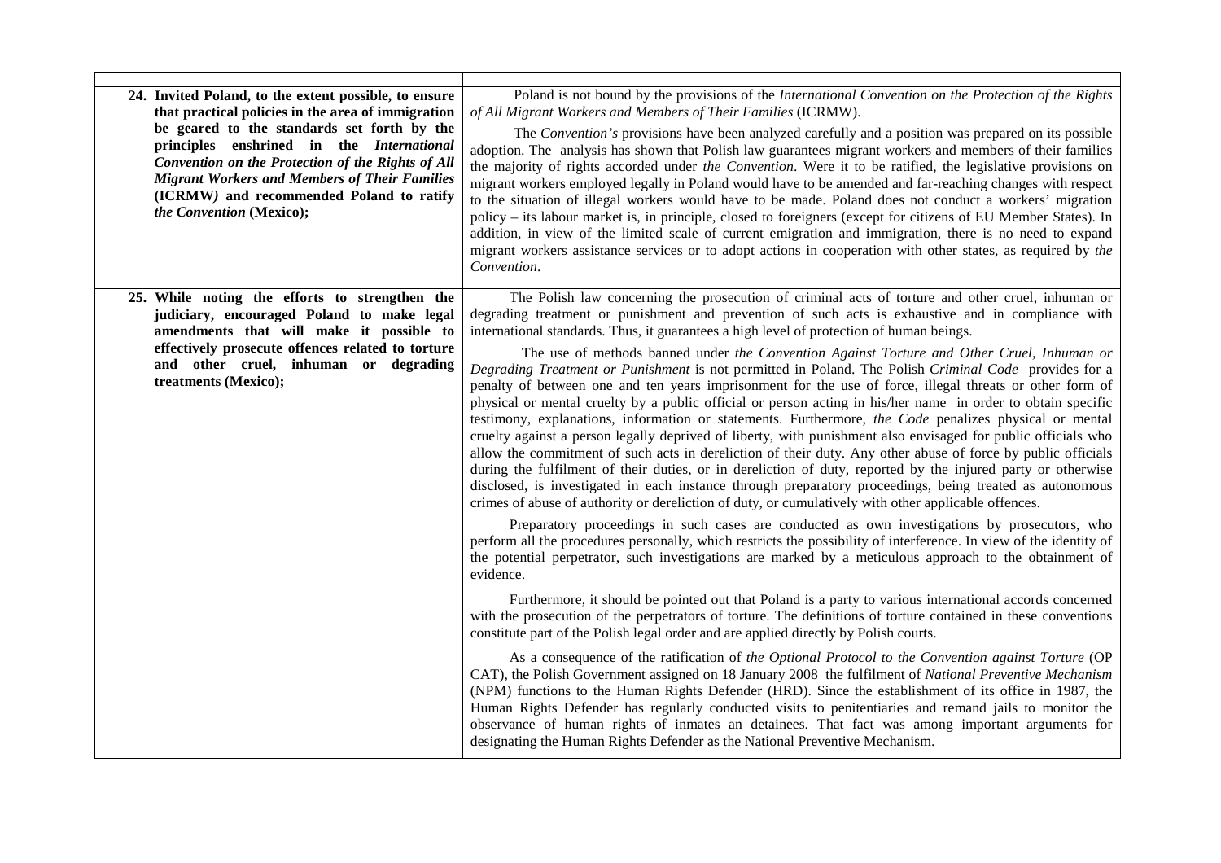| | |
|---|---|
| **24. Invited Poland, to the extent possible, to ensure that practical policies in the area of immigration be geared to the standards set forth by the principles enshrined in the *International Convention on the Protection of the Rights of All Migrant Workers and Members of Their Families* (ICRMW*)* and recommended Poland to ratify *the Convention* (Mexico);** | Poland is not bound by the provisions of the *International Convention on the Protection of the Rights of All Migrant Workers and Members of Their Families* (ICRMW).<br><br>The *Convention's* provisions have been analyzed carefully and a position was prepared on its possible adoption. The analysis has shown that Polish law guarantees migrant workers and members of their families the majority of rights accorded under *the Convention*. Were it to be ratified, the legislative provisions on migrant workers employed legally in Poland would have to be amended and far-reaching changes with respect to the situation of illegal workers would have to be made. Poland does not conduct a workers' migration policy – its labour market is, in principle, closed to foreigners (except for citizens of EU Member States). In addition, in view of the limited scale of current emigration and immigration, there is no need to expand migrant workers assistance services or to adopt actions in cooperation with other states, as required by *the Convention*. |
| **25. While noting the efforts to strengthen the judiciary, encouraged Poland to make legal amendments that will make it possible to effectively prosecute offences related to torture and other cruel, inhuman or degrading treatments (Mexico);** | The Polish law concerning the prosecution of criminal acts of torture and other cruel, inhuman or degrading treatment or punishment and prevention of such acts is exhaustive and in compliance with international standards. Thus, it guarantees a high level of protection of human beings.<br><br>The use of methods banned under *the Convention Against Torture and Other Cruel, Inhuman or Degrading Treatment or Punishment* is not permitted in Poland. The Polish *Criminal Code* provides for a penalty of between one and ten years imprisonment for the use of force, illegal threats or other form of physical or mental cruelty by a public official or person acting in his/her name in order to obtain specific testimony, explanations, information or statements. Furthermore, *the Code* penalizes physical or mental cruelty against a person legally deprived of liberty, with punishment also envisaged for public officials who allow the commitment of such acts in dereliction of their duty. Any other abuse of force by public officials during the fulfilment of their duties, or in dereliction of duty, reported by the injured party or otherwise disclosed, is investigated in each instance through preparatory proceedings, being treated as autonomous crimes of abuse of authority or dereliction of duty, or cumulatively with other applicable offences.<br><br>Preparatory proceedings in such cases are conducted as own investigations by prosecutors, who perform all the procedures personally, which restricts the possibility of interference. In view of the identity of the potential perpetrator, such investigations are marked by a meticulous approach to the obtainment of evidence.<br><br>Furthermore, it should be pointed out that Poland is a party to various international accords concerned with the prosecution of the perpetrators of torture. The definitions of torture contained in these conventions constitute part of the Polish legal order and are applied directly by Polish courts.<br><br>As a consequence of the ratification of *the Optional Protocol to the Convention against Torture* (OP CAT), the Polish Government assigned on 18 January 2008 the fulfilment of *National Preventive Mechanism* (NPM) functions to the Human Rights Defender (HRD). Since the establishment of its office in 1987, the Human Rights Defender has regularly conducted visits to penitentiaries and remand jails to monitor the observance of human rights of inmates an detainees. That fact was among important arguments for designating the Human Rights Defender as the National Preventive Mechanism. |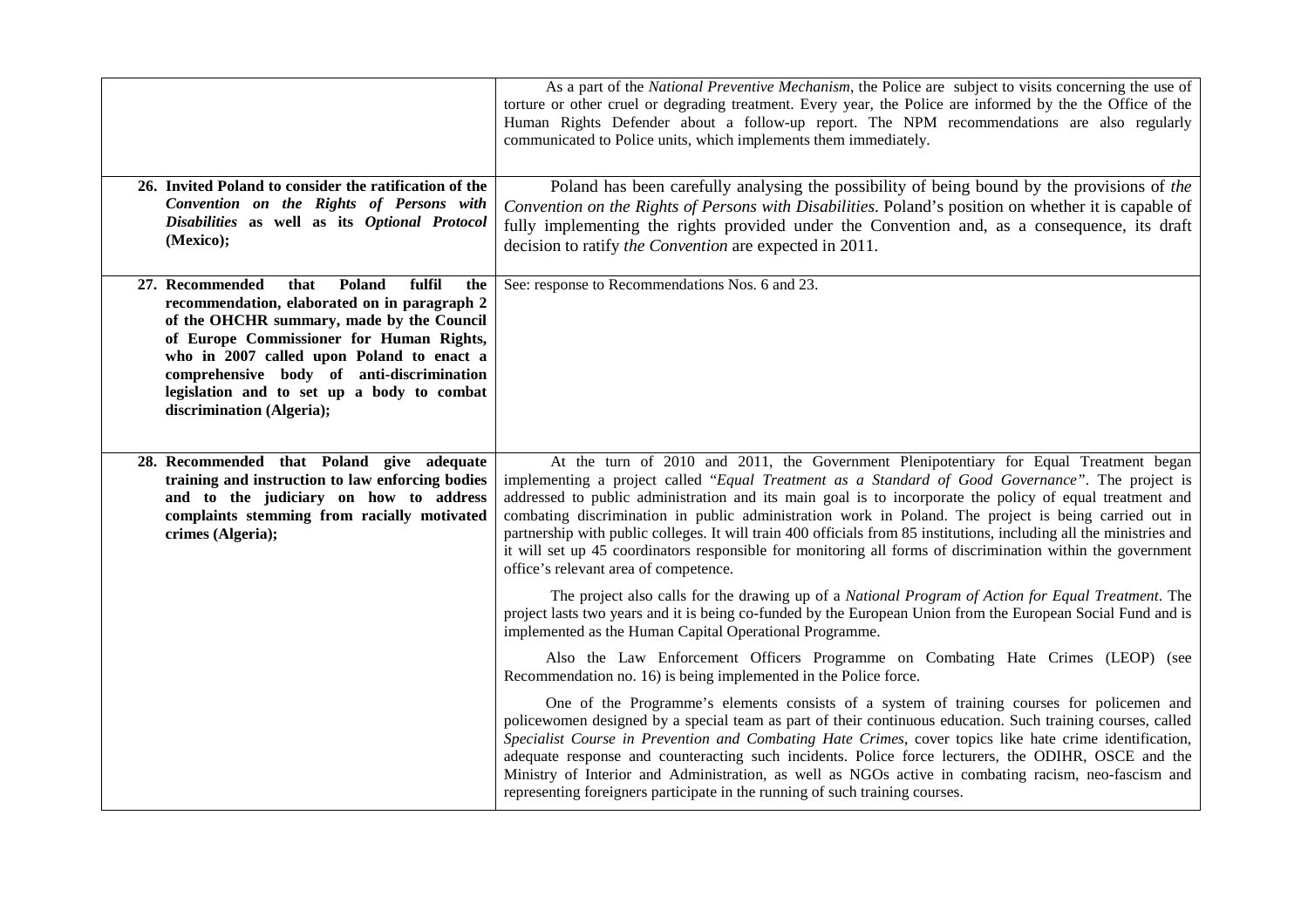| | |
|---|---|
| | As a part of the *National Preventive Mechanism*, the Police are subject to visits concerning the use of torture or other cruel or degrading treatment. Every year, the Police are informed by the the Office of the Human Rights Defender about a follow-up report. The NPM recommendations are also regularly communicated to Police units, which implements them immediately. |
| **26. Invited Poland to consider the ratification of the *Convention on the Rights of Persons with Disabilities* as well as its *Optional Protocol* (Mexico);** | Poland has been carefully analysing the possibility of being bound by the provisions of *the Convention on the Rights of Persons with Disabilities*. Poland's position on whether it is capable of fully implementing the rights provided under the Convention and, as a consequence, its draft decision to ratify *the Convention* are expected in 2011. |
| **27. Recommended that Poland fulfil the recommendation, elaborated on in paragraph 2 of the OHCHR summary, made by the Council of Europe Commissioner for Human Rights, who in 2007 called upon Poland to enact a comprehensive body of anti-discrimination legislation and to set up a body to combat discrimination (Algeria);** | See: response to Recommendations Nos. 6 and 23. |
| **28. Recommended that Poland give adequate training and instruction to law enforcing bodies and to the judiciary on how to address complaints stemming from racially motivated crimes (Algeria);** | At the turn of 2010 and 2011, the Government Plenipotentiary for Equal Treatment began implementing a project called "*Equal Treatment as a Standard of Good Governance*". The project is addressed to public administration and its main goal is to incorporate the policy of equal treatment and combating discrimination in public administration work in Poland. The project is being carried out in partnership with public colleges. It will train 400 officials from 85 institutions, including all the ministries and it will set up 45 coordinators responsible for monitoring all forms of discrimination within the government office's relevant area of competence.<br><br>The project also calls for the drawing up of a *National Program of Action for Equal Treatment*. The project lasts two years and it is being co-funded by the European Union from the European Social Fund and is implemented as the Human Capital Operational Programme.<br><br>Also the Law Enforcement Officers Programme on Combating Hate Crimes (LEOP) (see Recommendation no. 16) is being implemented in the Police force.<br><br>One of the Programme's elements consists of a system of training courses for policemen and policewomen designed by a special team as part of their continuous education. Such training courses, called *Specialist Course in Prevention and Combating Hate Crimes*, cover topics like hate crime identification, adequate response and counteracting such incidents. Police force lecturers, the ODIHR, OSCE and the Ministry of Interior and Administration, as well as NGOs active in combating racism, neo-fascism and representing foreigners participate in the running of such training courses. |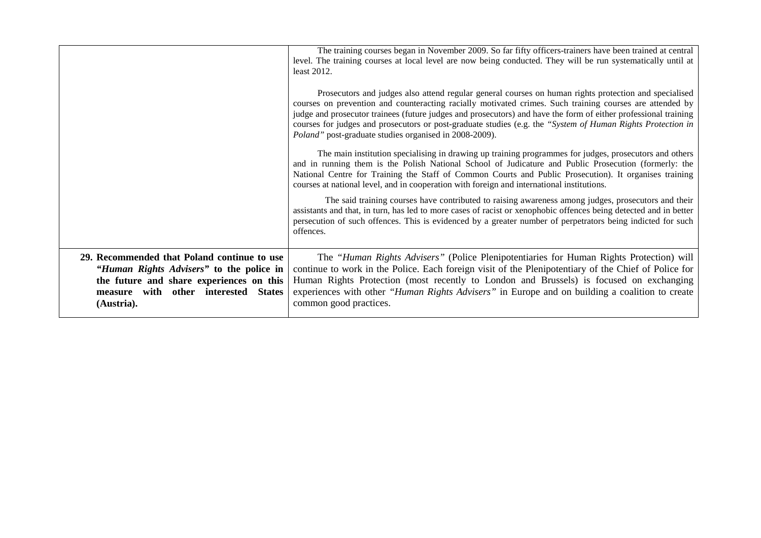| | |
|---|---|
| | The training courses began in November 2009. So far fifty officers-trainers have been trained at central level. The training courses at local level are now being conducted. They will be run systematically until at least 2012.<br><br>Prosecutors and judges also attend regular general courses on human rights protection and specialised courses on prevention and counteracting racially motivated crimes. Such training courses are attended by judge and prosecutor trainees (future judges and prosecutors) and have the form of either professional training courses for judges and prosecutors or post-graduate studies (e.g. the *"System of Human Rights Protection in Poland"* post-graduate studies organised in 2008-2009).<br><br>The main institution specialising in drawing up training programmes for judges, prosecutors and others and in running them is the Polish National School of Judicature and Public Prosecution (formerly: the National Centre for Training the Staff of Common Courts and Public Prosecution). It organises training courses at national level, and in cooperation with foreign and international institutions.<br><br>The said training courses have contributed to raising awareness among judges, prosecutors and their assistants and that, in turn, has led to more cases of racist or xenophobic offences being detected and in better persecution of such offences. This is evidenced by a greater number of perpetrators being indicted for such offences. |
| **29. Recommended that Poland continue to use *"Human Rights Advisers"* to the police in the future and share experiences on this measure with other interested States (Austria).** | The *"Human Rights Advisers"* (Police Plenipotentiaries for Human Rights Protection) will continue to work in the Police. Each foreign visit of the Plenipotentiary of the Chief of Police for Human Rights Protection (most recently to London and Brussels) is focused on exchanging experiences with other *"Human Rights Advisers"* in Europe and on building a coalition to create common good practices. |